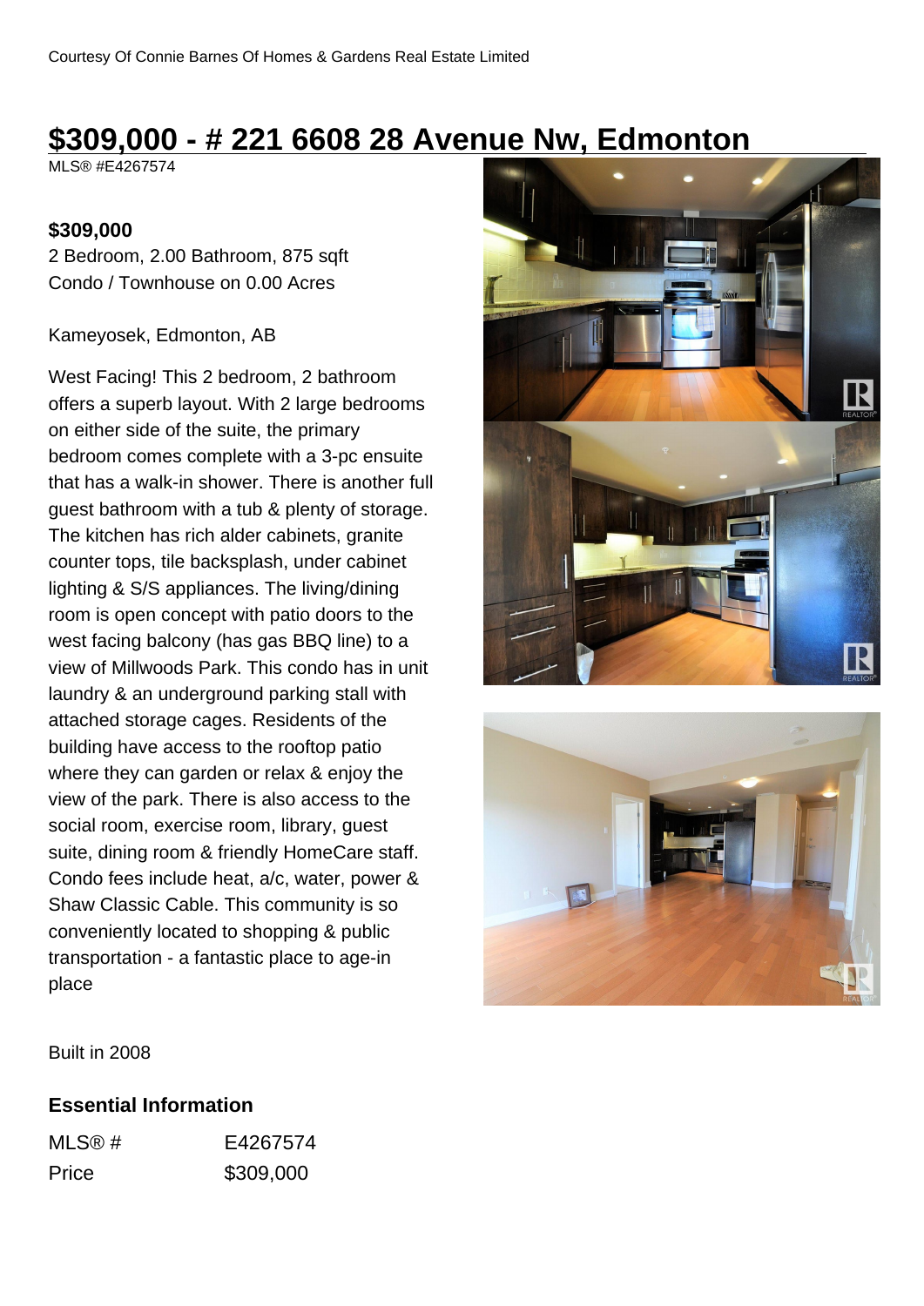Courtesy Of Connie Barnes Of Homes & Gardens Real Estate Limited

# $309,000 - # 221 6608 28 Avenue Nw, Edmonton

MLS® #E4267574

**$309,000**

2 Bedroom, 2.00 Bathroom, 875 sqft

Condo / Townhouse on 0.00 Acres

Kameyosek, Edmonton, AB

West Facing! This 2 bedroom, 2 bathroom offers a superb layout. With 2 large bedrooms on either side of the suite, the primary bedroom comes complete with a 3-pc ensuite that has a walk-in shower. There is another full guest bathroom with a tub & plenty of storage. The kitchen has rich alder cabinets, granite counter tops, tile backsplash, under cabinet lighting & S/S appliances. The living/dining room is open concept with patio doors to the west facing balcony (has gas BBQ line) to a view of Millwoods Park. This condo has in unit laundry & an underground parking stall with attached storage cages. Residents of the building have access to the rooftop patio where they can garden or relax & enjoy the view of the park. There is also access to the social room, exercise room, library, guest suite, dining room & friendly HomeCare staff. Condo fees include heat, a/c, water, power & Shaw Classic Cable. This community is so conveniently located to shopping & public transportation - a fantastic place to age-in place

Built in 2008

## Essential Information

| | |
|---|---|
| MLS® # | E4267574 |
| Price | $309,000 |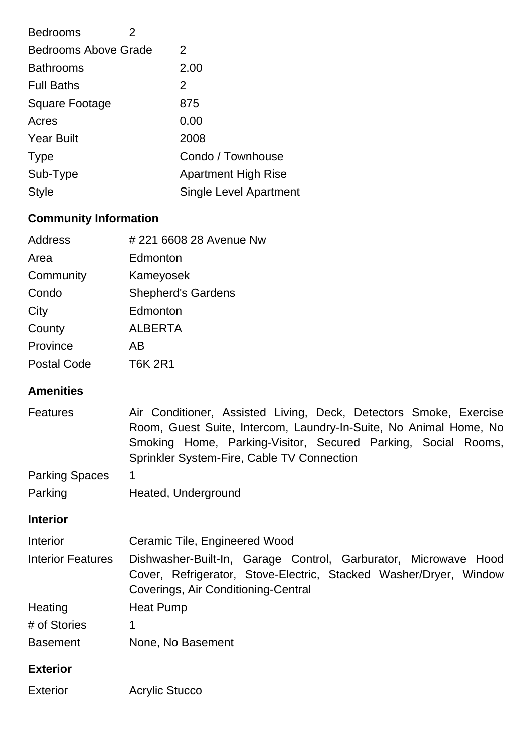| | |
|---|---|
| Bedrooms | 2 |
| Bedrooms Above Grade | 2 |
| Bathrooms | 2.00 |
| Full Baths | 2 |
| Square Footage | 875 |
| Acres | 0.00 |
| Year Built | 2008 |
| Type | Condo / Townhouse |
| Sub-Type | Apartment High Rise |
| Style | Single Level Apartment |

## Community Information

| | |
|---|---|
| Address | # 221 6608 28 Avenue Nw |
| Area | Edmonton |
| Community | Kameyosek |
| Condo | Shepherd's Gardens |
| City | Edmonton |
| County | ALBERTA |
| Province | AB |
| Postal Code | T6K 2R1 |

## Amenities

| | |
|---|---|
| Features | Air Conditioner, Assisted Living, Deck, Detectors Smoke, Exercise Room, Guest Suite, Intercom, Laundry-In-Suite, No Animal Home, No Smoking Home, Parking-Visitor, Secured Parking, Social Rooms, Sprinkler System-Fire, Cable TV Connection |
| Parking Spaces | 1 |
| Parking | Heated, Underground |

## Interior

| | |
|---|---|
| Interior | Ceramic Tile, Engineered Wood |
| Interior Features | Dishwasher-Built-In, Garage Control, Garburator, Microwave Hood Cover, Refrigerator, Stove-Electric, Stacked Washer/Dryer, Window Coverings, Air Conditioning-Central |
| Heating | Heat Pump |
| # of Stories | 1 |
| Basement | None, No Basement |

## Exterior

| | |
|---|---|
| Exterior | Acrylic Stucco |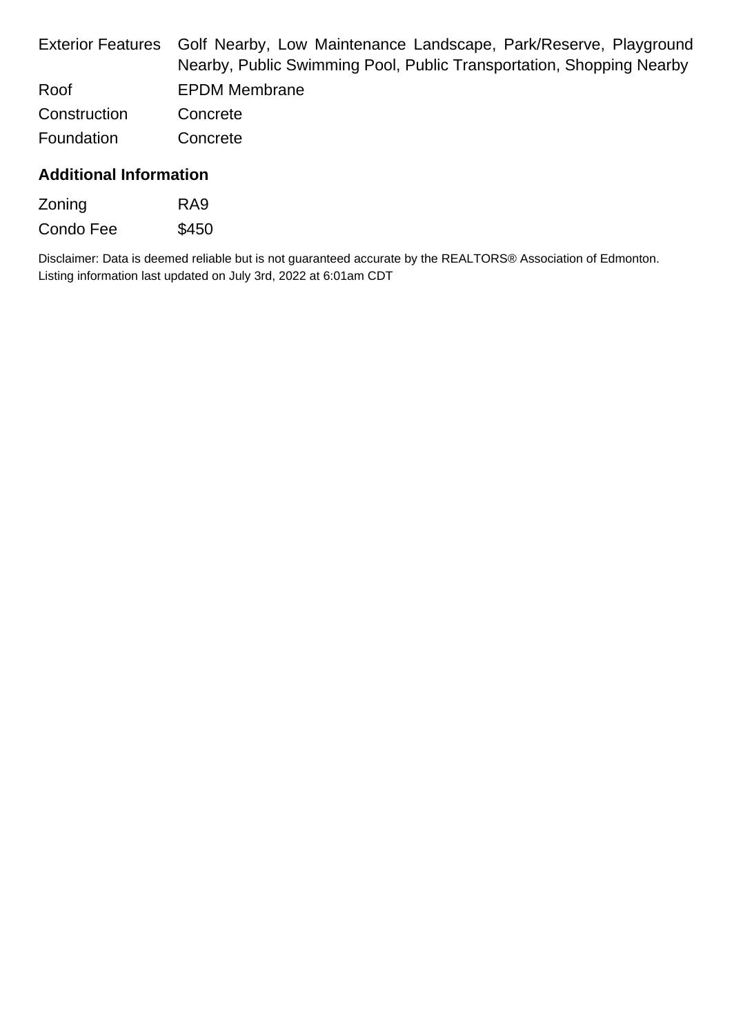| | |
|---|---|
| Exterior Features | Golf Nearby, Low Maintenance Landscape, Park/Reserve, Playground Nearby, Public Swimming Pool, Public Transportation, Shopping Nearby |
| Roof | EPDM Membrane |
| Construction | Concrete |
| Foundation | Concrete |

## Additional Information

| | |
|---|---|
| Zoning | RA9 |
| Condo Fee | $450 |

Disclaimer: Data is deemed reliable but is not guaranteed accurate by the REALTORS® Association of Edmonton.
Listing information last updated on July 3rd, 2022 at 6:01am CDT